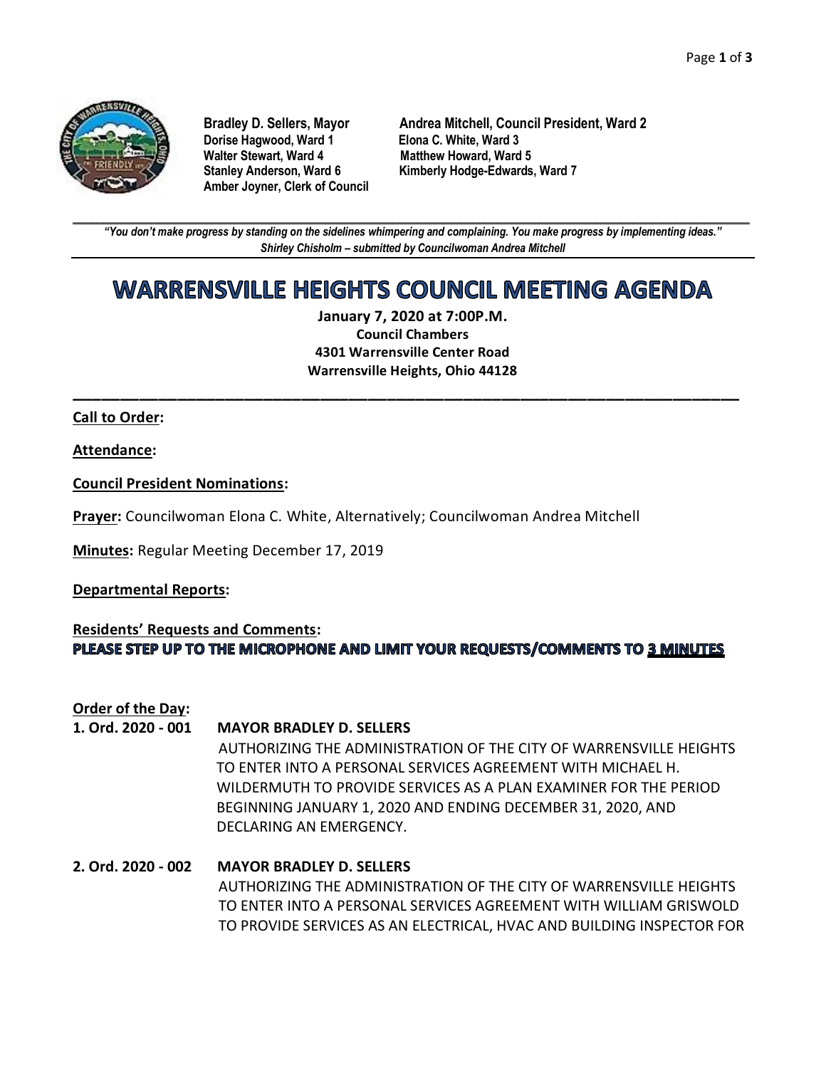Bradley D. Sellers, Mayor
Andrea Mitchell, Council President, Ward 2
Dorise Hagwood, Ward 1
Elona C. White, Ward 3
Walter Stewart, Ward 4
Matthew Howard, Ward 5
Stanley Anderson, Ward 6
Kimberly Hodge-Edwards, Ward 7
Amber Joyner, Clerk of Council

---

***"You don't make progress by standing on the sidelines whimpering and complaining. You make progress by implementing ideas."***
***Shirley Chisholm – submitted by Councilwoman Andrea Mitchell***

# WARRENSVILLE HEIGHTS COUNCIL MEETING AGENDA

**January 7, 2020 at 7:00P.M.**
**Council Chambers**
**4301 Warrensville Center Road**
**Warrensville Heights, Ohio 44128**

---

**Call to Order:**

**Attendance:**

**Council President Nominations:**

**Prayer:** Councilwoman Elona C. White, Alternatively; Councilwoman Andrea Mitchell

**Minutes:** Regular Meeting December 17, 2019

**Departmental Reports:**

**Residents' Requests and Comments:**
**PLEASE STEP UP TO THE MICROPHONE AND LIMIT YOUR REQUESTS/COMMENTS TO 3 MINUTES**

**Order of the Day:**

**1. Ord. 2020 - 001 MAYOR BRADLEY D. SELLERS**
AUTHORIZING THE ADMINISTRATION OF THE CITY OF WARRENSVILLE HEIGHTS TO ENTER INTO A PERSONAL SERVICES AGREEMENT WITH MICHAEL H. WILDERMUTH TO PROVIDE SERVICES AS A PLAN EXAMINER FOR THE PERIOD BEGINNING JANUARY 1, 2020 AND ENDING DECEMBER 31, 2020, AND DECLARING AN EMERGENCY.

**2. Ord. 2020 - 002 MAYOR BRADLEY D. SELLERS**
AUTHORIZING THE ADMINISTRATION OF THE CITY OF WARRENSVILLE HEIGHTS TO ENTER INTO A PERSONAL SERVICES AGREEMENT WITH WILLIAM GRISWOLD TO PROVIDE SERVICES AS AN ELECTRICAL, HVAC AND BUILDING INSPECTOR FOR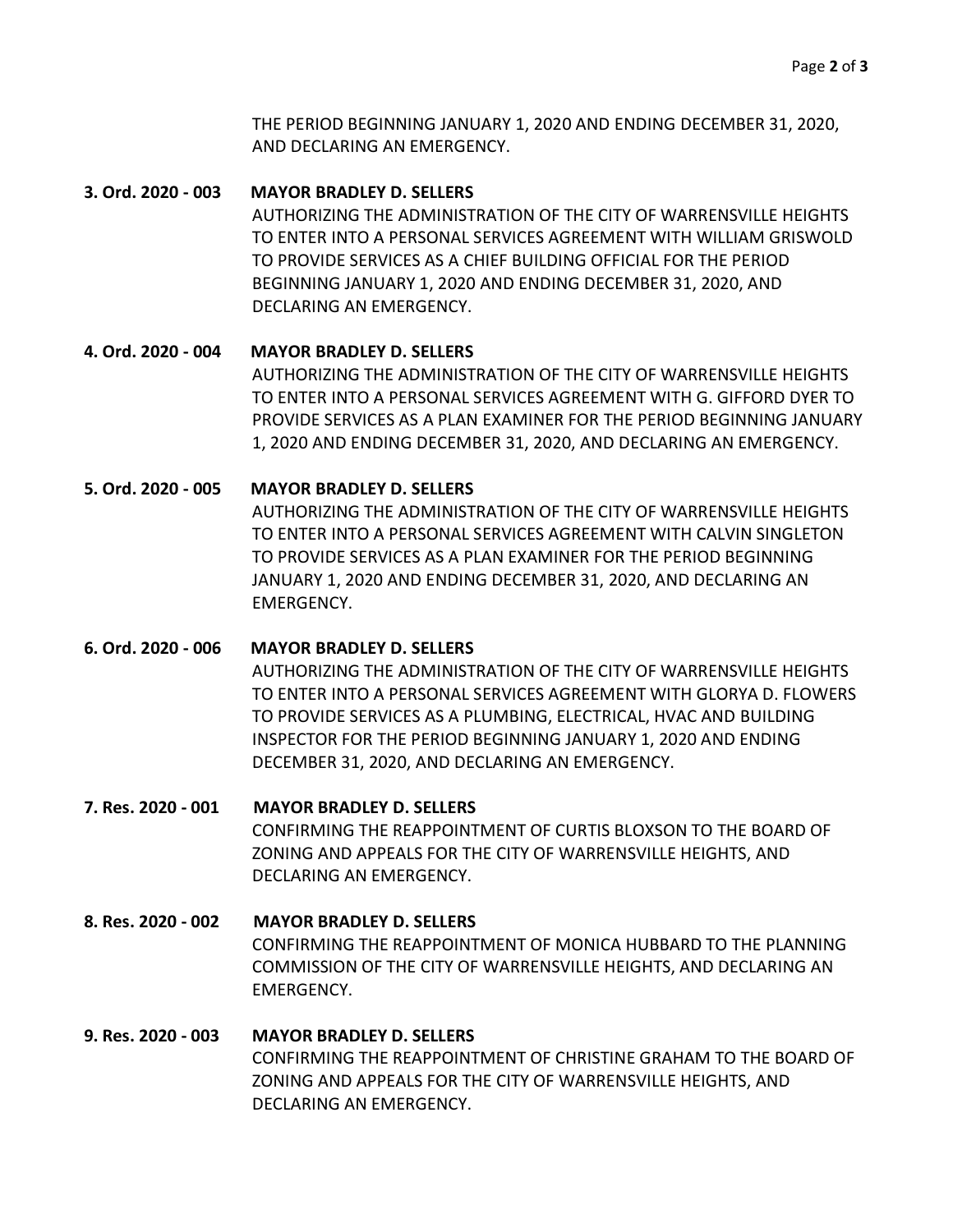THE PERIOD BEGINNING JANUARY 1, 2020 AND ENDING DECEMBER 31, 2020, AND DECLARING AN EMERGENCY.

**3. Ord. 2020 - 003 MAYOR BRADLEY D. SELLERS**
AUTHORIZING THE ADMINISTRATION OF THE CITY OF WARRENSVILLE HEIGHTS TO ENTER INTO A PERSONAL SERVICES AGREEMENT WITH WILLIAM GRISWOLD TO PROVIDE SERVICES AS A CHIEF BUILDING OFFICIAL FOR THE PERIOD BEGINNING JANUARY 1, 2020 AND ENDING DECEMBER 31, 2020, AND DECLARING AN EMERGENCY.

**4. Ord. 2020 - 004 MAYOR BRADLEY D. SELLERS**
AUTHORIZING THE ADMINISTRATION OF THE CITY OF WARRENSVILLE HEIGHTS TO ENTER INTO A PERSONAL SERVICES AGREEMENT WITH G. GIFFORD DYER TO PROVIDE SERVICES AS A PLAN EXAMINER FOR THE PERIOD BEGINNING JANUARY 1, 2020 AND ENDING DECEMBER 31, 2020, AND DECLARING AN EMERGENCY.

**5. Ord. 2020 - 005 MAYOR BRADLEY D. SELLERS**
AUTHORIZING THE ADMINISTRATION OF THE CITY OF WARRENSVILLE HEIGHTS TO ENTER INTO A PERSONAL SERVICES AGREEMENT WITH CALVIN SINGLETON TO PROVIDE SERVICES AS A PLAN EXAMINER FOR THE PERIOD BEGINNING JANUARY 1, 2020 AND ENDING DECEMBER 31, 2020, AND DECLARING AN EMERGENCY.

**6. Ord. 2020 - 006 MAYOR BRADLEY D. SELLERS**
AUTHORIZING THE ADMINISTRATION OF THE CITY OF WARRENSVILLE HEIGHTS TO ENTER INTO A PERSONAL SERVICES AGREEMENT WITH GLORYA D. FLOWERS TO PROVIDE SERVICES AS A PLUMBING, ELECTRICAL, HVAC AND BUILDING INSPECTOR FOR THE PERIOD BEGINNING JANUARY 1, 2020 AND ENDING DECEMBER 31, 2020, AND DECLARING AN EMERGENCY.

**7. Res. 2020 - 001 MAYOR BRADLEY D. SELLERS**
CONFIRMING THE REAPPOINTMENT OF CURTIS BLOXSON TO THE BOARD OF ZONING AND APPEALS FOR THE CITY OF WARRENSVILLE HEIGHTS, AND DECLARING AN EMERGENCY.

**8. Res. 2020 - 002 MAYOR BRADLEY D. SELLERS**
CONFIRMING THE REAPPOINTMENT OF MONICA HUBBARD TO THE PLANNING COMMISSION OF THE CITY OF WARRENSVILLE HEIGHTS, AND DECLARING AN EMERGENCY.

**9. Res. 2020 - 003 MAYOR BRADLEY D. SELLERS**
CONFIRMING THE REAPPOINTMENT OF CHRISTINE GRAHAM TO THE BOARD OF ZONING AND APPEALS FOR THE CITY OF WARRENSVILLE HEIGHTS, AND DECLARING AN EMERGENCY.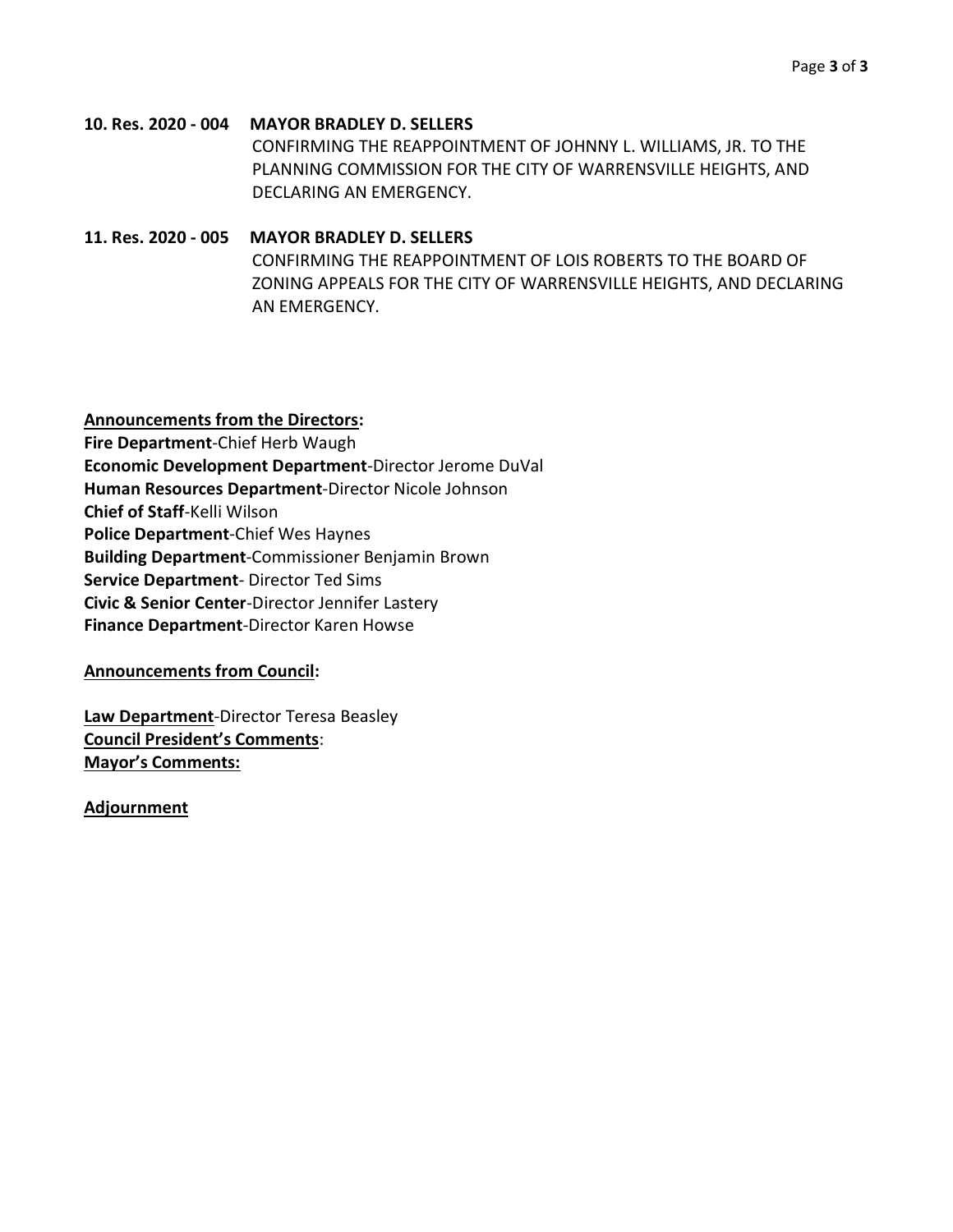**10. Res. 2020 - 004 MAYOR BRADLEY D. SELLERS**
CONFIRMING THE REAPPOINTMENT OF JOHNNY L. WILLIAMS, JR. TO THE PLANNING COMMISSION FOR THE CITY OF WARRENSVILLE HEIGHTS, AND DECLARING AN EMERGENCY.

**11. Res. 2020 - 005 MAYOR BRADLEY D. SELLERS**
CONFIRMING THE REAPPOINTMENT OF LOIS ROBERTS TO THE BOARD OF ZONING APPEALS FOR THE CITY OF WARRENSVILLE HEIGHTS, AND DECLARING AN EMERGENCY.

**<u>Announcements from the Directors</u>:**

**Fire Department**-Chief Herb Waugh
**Economic Development Department**-Director Jerome DuVal
**Human Resources Department**-Director Nicole Johnson
**Chief of Staff**-Kelli Wilson
**Police Department**-Chief Wes Haynes
**Building Department**-Commissioner Benjamin Brown
**Service Department**- Director Ted Sims
**Civic & Senior Center**-Director Jennifer Lastery
**Finance Department**-Director Karen Howse

**<u>Announcements from Council</u>:**

**<u>Law Department</u>**-Director Teresa Beasley
**<u>Council President's Comments</u>**:
**<u>Mayor's Comments:</u>**

**<u>Adjournment</u>**